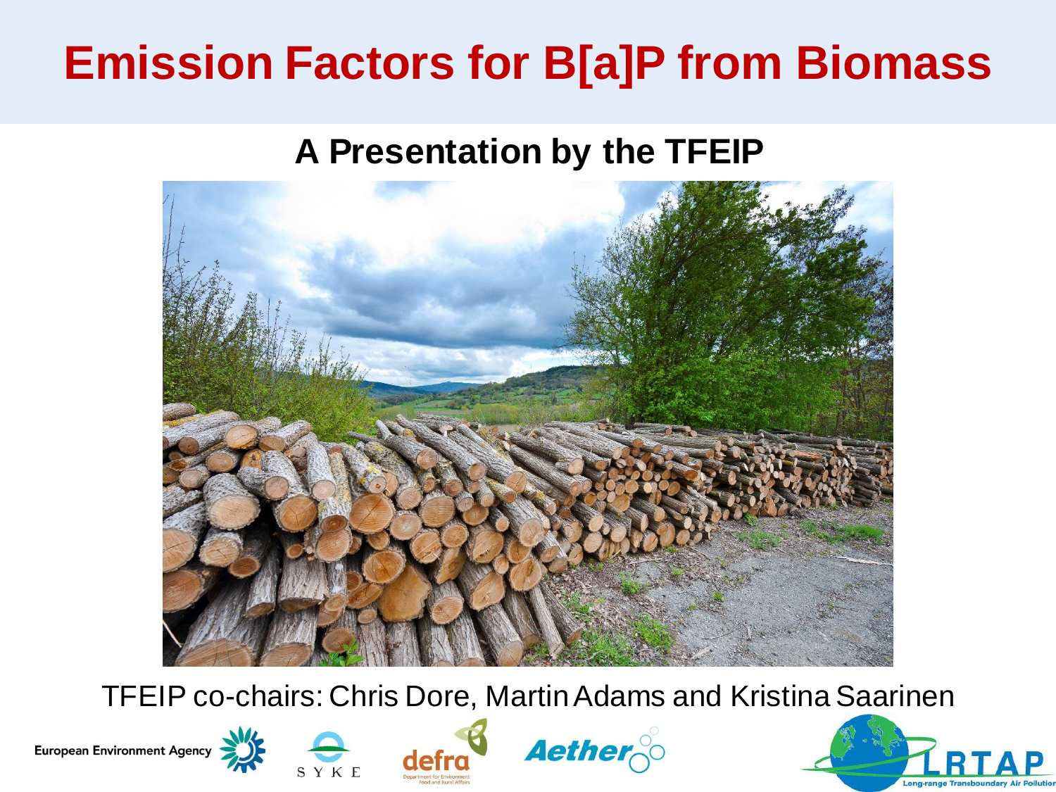# Emission Factors for B[a]P from Biomass

## A Presentation by the TFEIP

TFEIP co-chairs: Chris Dore, Martin Adams and Kristina Saarinen

European Environment Agency

SYKE

defra

Aether

LRTAP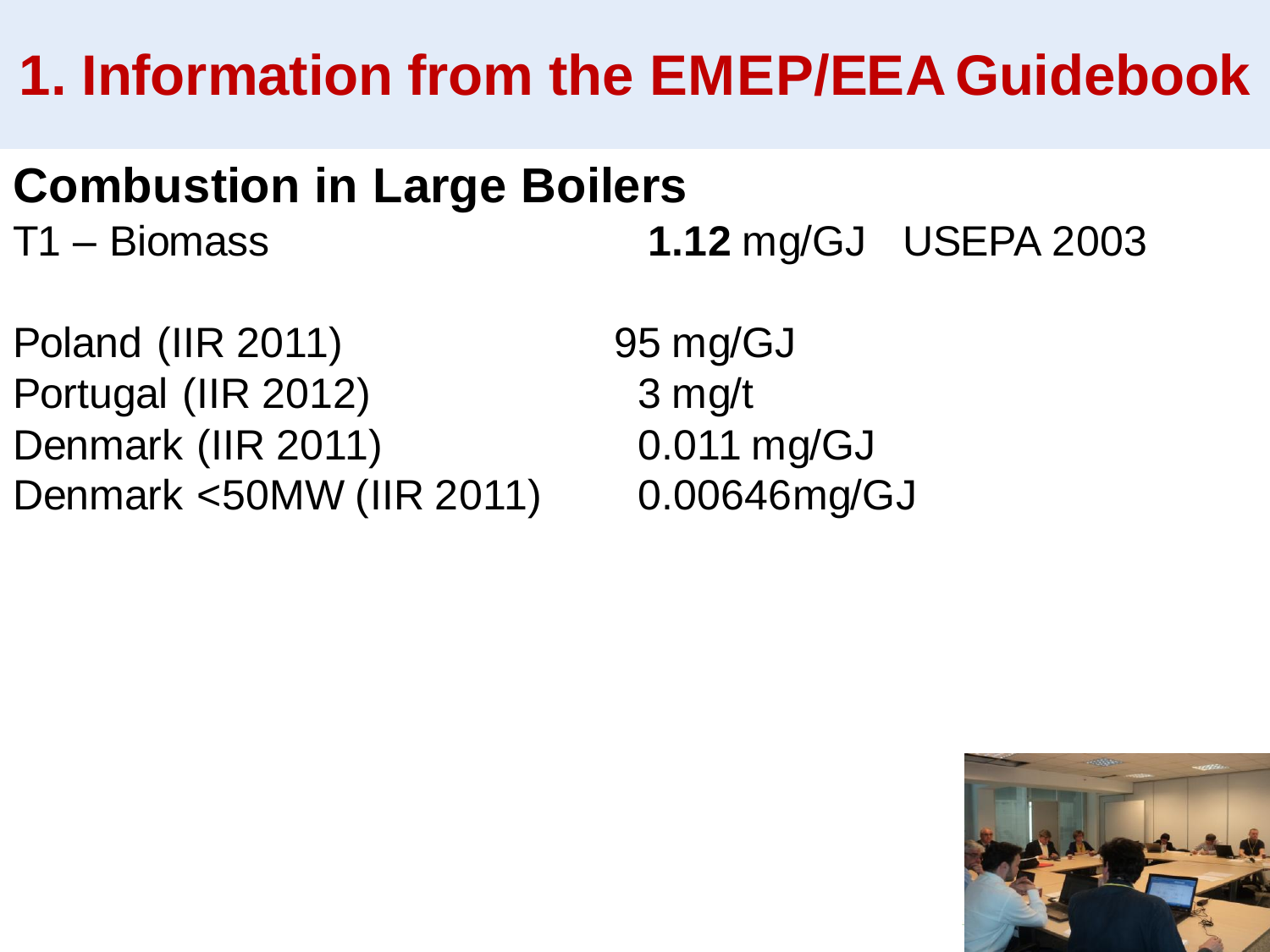# 1. Information from the EMEP/EEA Guidebook

## Combustion in Large Boilers

T1 – Biomass **1.12** mg/GJ USEPA 2003

| | |
|---|---|
| Poland (IIR 2011) | 95 mg/GJ |
| Portugal (IIR 2012) | 3 mg/t |
| Denmark (IIR 2011) | 0.011 mg/GJ |
| Denmark <50MW (IIR 2011) | 0.00646mg/GJ |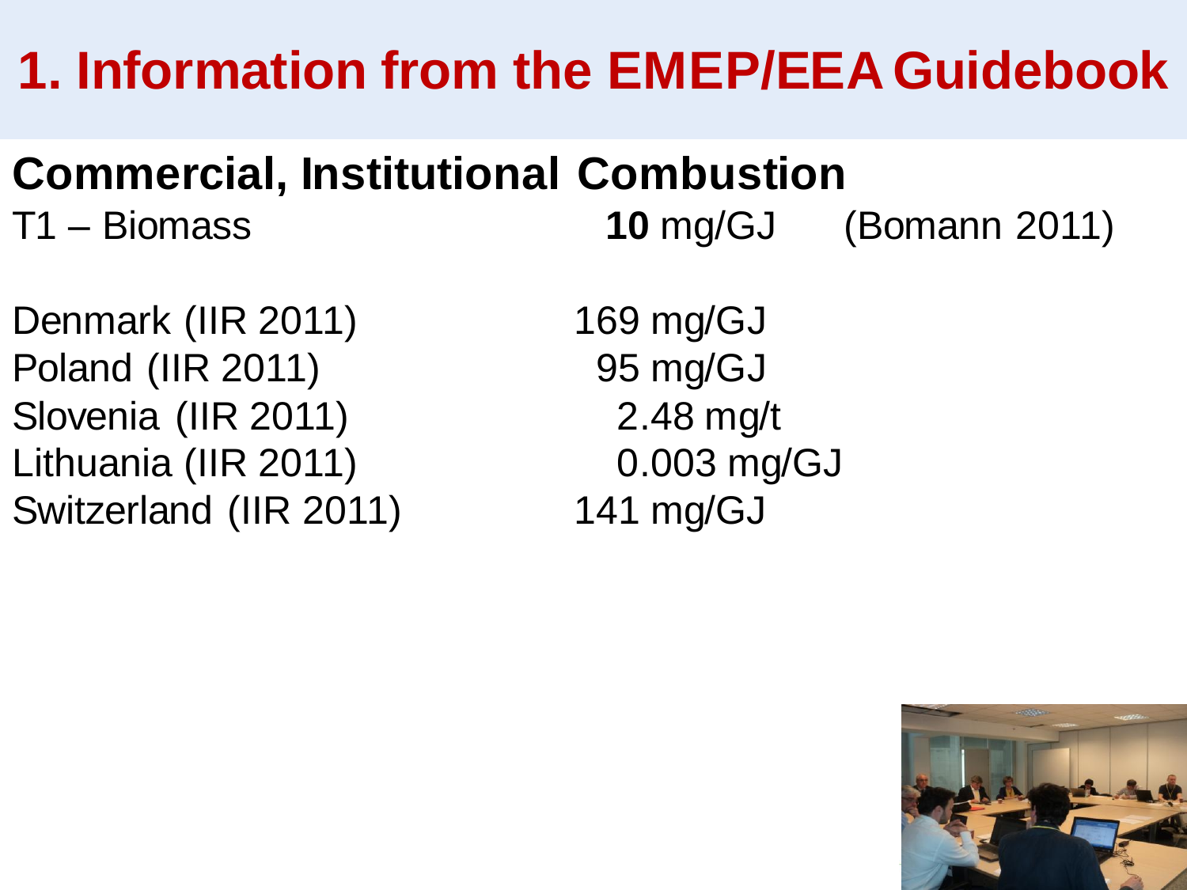# 1. Information from the EMEP/EEA Guidebook

## Commercial, Institutional Combustion

| | | |
|---|---|---|
| T1 – Biomass | **10** mg/GJ | (Bomann 2011) |

| | |
|---|---|
| Denmark (IIR 2011) | 169 mg/GJ |
| Poland (IIR 2011) | 95 mg/GJ |
| Slovenia (IIR 2011) | 2.48 mg/t |
| Lithuania (IIR 2011) | 0.003 mg/GJ |
| Switzerland (IIR 2011) | 141 mg/GJ |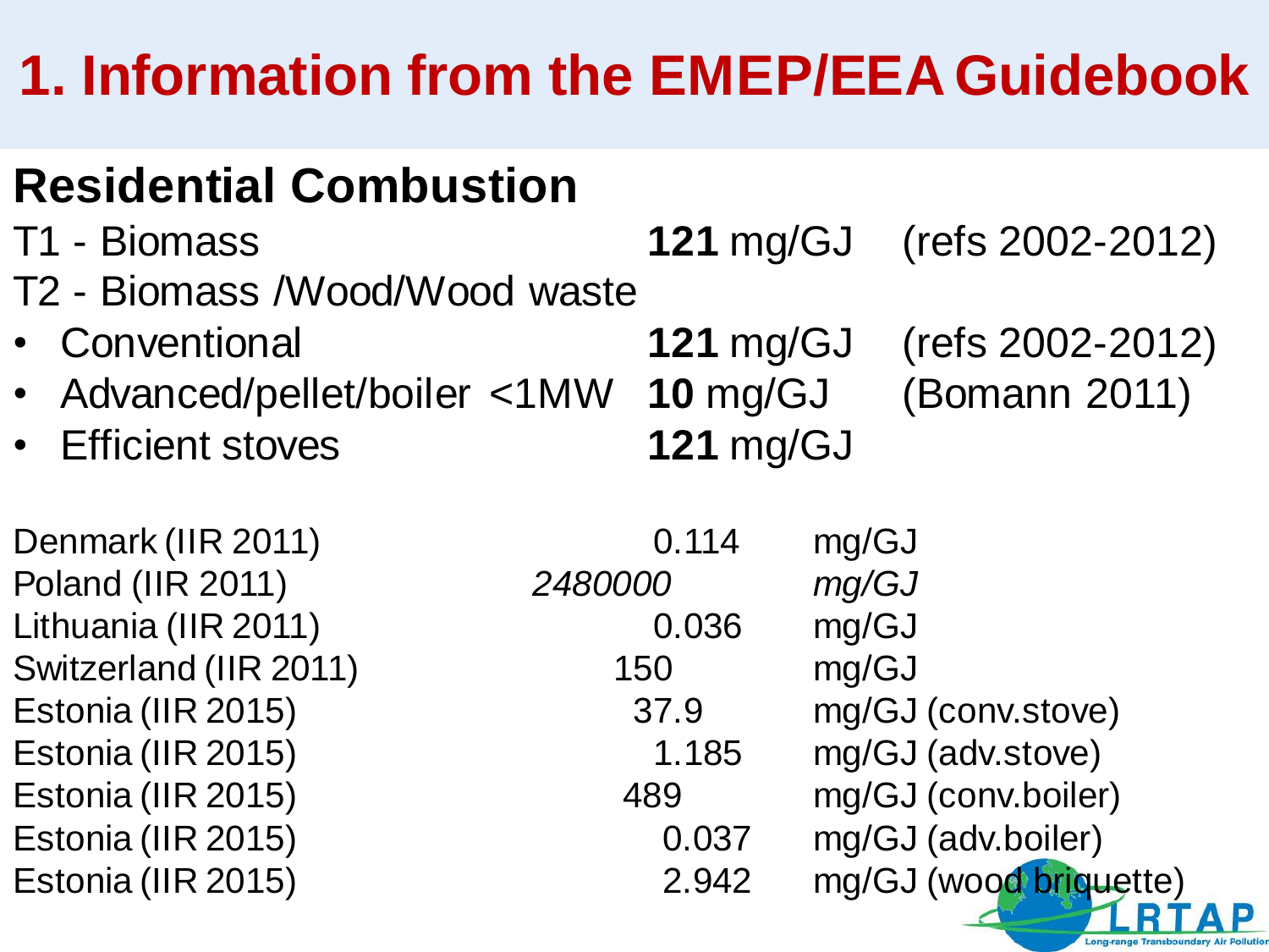# 1. Information from the EMEP/EEA Guidebook

## Residential Combustion

| | | |
|---|---|---|
| T1 - Biomass | **121** mg/GJ | (refs 2002-2012) |
| T2 - Biomass /Wood/Wood waste | | |
| • Conventional | **121** mg/GJ | (refs 2002-2012) |
| • Advanced/pellet/boiler <1MW | **10** mg/GJ | (Bomann 2011) |
| • Efficient stoves | **121** mg/GJ | |

| | | |
|---|---|---|
| Denmark (IIR 2011) | 0.114 | mg/GJ |
| Poland (IIR 2011) | *2480000* | *mg/GJ* |
| Lithuania (IIR 2011) | 0.036 | mg/GJ |
| Switzerland (IIR 2011) | 150 | mg/GJ |
| Estonia (IIR 2015) | 37.9 | mg/GJ (conv.stove) |
| Estonia (IIR 2015) | 1.185 | mg/GJ (adv.stove) |
| Estonia (IIR 2015) | 489 | mg/GJ (conv.boiler) |
| Estonia (IIR 2015) | 0.037 | mg/GJ (adv.boiler) |
| Estonia (IIR 2015) | 2.942 | mg/GJ (wood briquette) |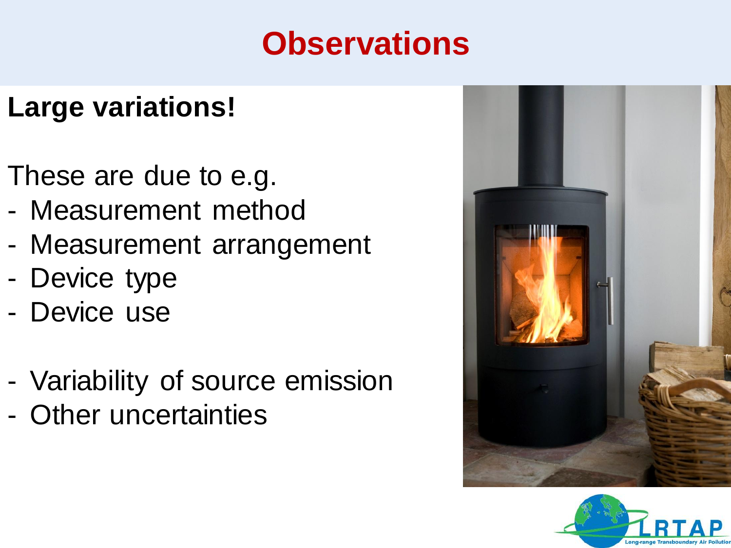# Observations

**Large variations!**

These are due to e.g.

- Measurement method
- Measurement arrangement
- Device type
- Device use

- Variability of source emission
- Other uncertainties